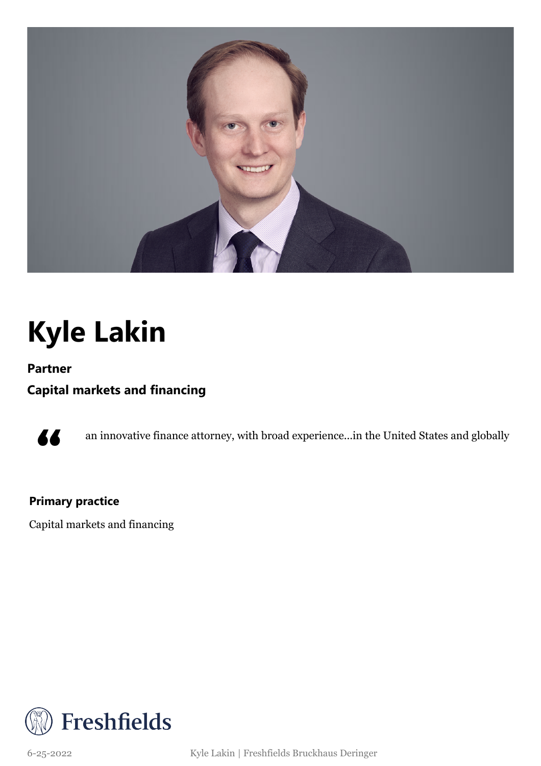# Kyle Lakin

**Partner**

**Capital markets and financing**

> an innovative finance attorney, with broad experience...in the United States and globally

**Primary practice**

Capital markets and financing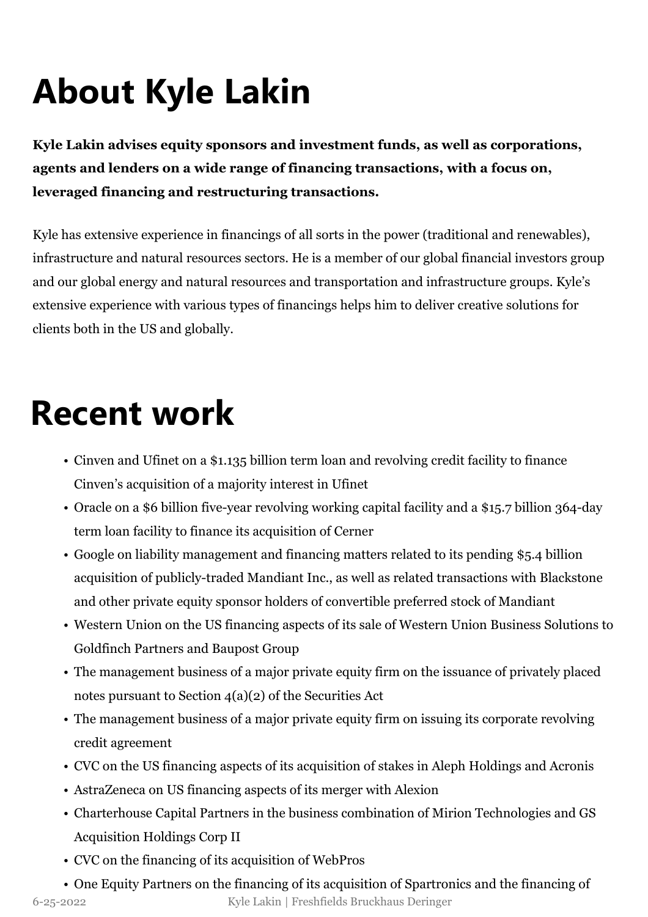# About Kyle Lakin

**Kyle Lakin advises equity sponsors and investment funds, as well as corporations, agents and lenders on a wide range of financing transactions, with a focus on, leveraged financing and restructuring transactions.**

Kyle has extensive experience in financings of all sorts in the power (traditional and renewables), infrastructure and natural resources sectors. He is a member of our global financial investors group and our global energy and natural resources and transportation and infrastructure groups. Kyle's extensive experience with various types of financings helps him to deliver creative solutions for clients both in the US and globally.

# Recent work

- Cinven and Ufinet on a $1.135 billion term loan and revolving credit facility to finance Cinven's acquisition of a majority interest in Ufinet
- Oracle on a $6 billion five-year revolving working capital facility and a $15.7 billion 364-day term loan facility to finance its acquisition of Cerner
- Google on liability management and financing matters related to its pending $5.4 billion acquisition of publicly-traded Mandiant Inc., as well as related transactions with Blackstone and other private equity sponsor holders of convertible preferred stock of Mandiant
- Western Union on the US financing aspects of its sale of Western Union Business Solutions to Goldfinch Partners and Baupost Group
- The management business of a major private equity firm on the issuance of privately placed notes pursuant to Section 4(a)(2) of the Securities Act
- The management business of a major private equity firm on issuing its corporate revolving credit agreement
- CVC on the US financing aspects of its acquisition of stakes in Aleph Holdings and Acronis
- AstraZeneca on US financing aspects of its merger with Alexion
- Charterhouse Capital Partners in the business combination of Mirion Technologies and GS Acquisition Holdings Corp II
- CVC on the financing of its acquisition of WebPros
- One Equity Partners on the financing of its acquisition of Spartronics and the financing of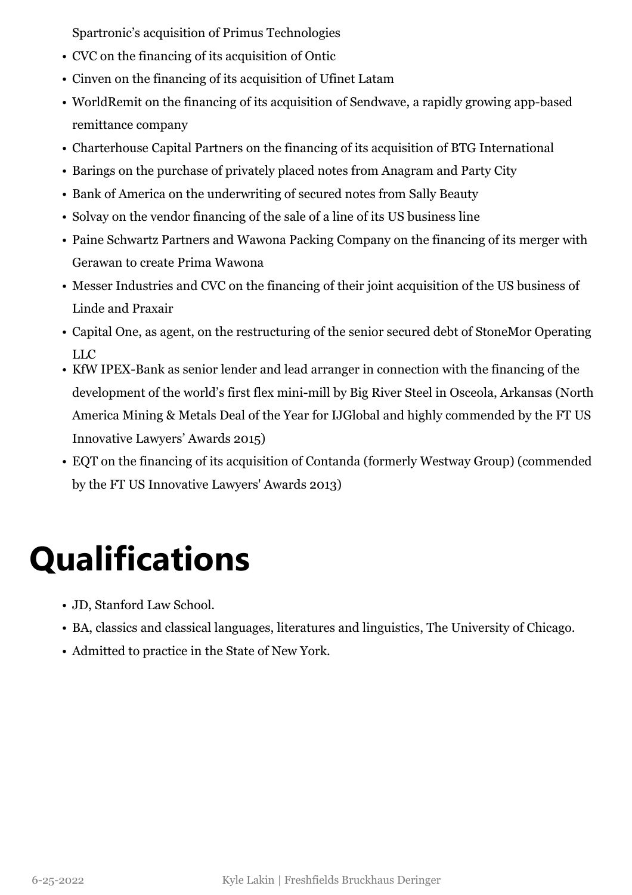Spartronic's acquisition of Primus Technologies

- CVC on the financing of its acquisition of Ontic
- Cinven on the financing of its acquisition of Ufinet Latam
- WorldRemit on the financing of its acquisition of Sendwave, a rapidly growing app-based remittance company
- Charterhouse Capital Partners on the financing of its acquisition of BTG International
- Barings on the purchase of privately placed notes from Anagram and Party City
- Bank of America on the underwriting of secured notes from Sally Beauty
- Solvay on the vendor financing of the sale of a line of its US business line
- Paine Schwartz Partners and Wawona Packing Company on the financing of its merger with Gerawan to create Prima Wawona
- Messer Industries and CVC on the financing of their joint acquisition of the US business of Linde and Praxair
- Capital One, as agent, on the restructuring of the senior secured debt of StoneMor Operating LLC
- KfW IPEX-Bank as senior lender and lead arranger in connection with the financing of the development of the world's first flex mini-mill by Big River Steel in Osceola, Arkansas (North America Mining & Metals Deal of the Year for IJGlobal and highly commended by the FT US Innovative Lawyers' Awards 2015)
- EQT on the financing of its acquisition of Contanda (formerly Westway Group) (commended by the FT US Innovative Lawyers' Awards 2013)

# Qualifications

- JD, Stanford Law School.
- BA, classics and classical languages, literatures and linguistics, The University of Chicago.
- Admitted to practice in the State of New York.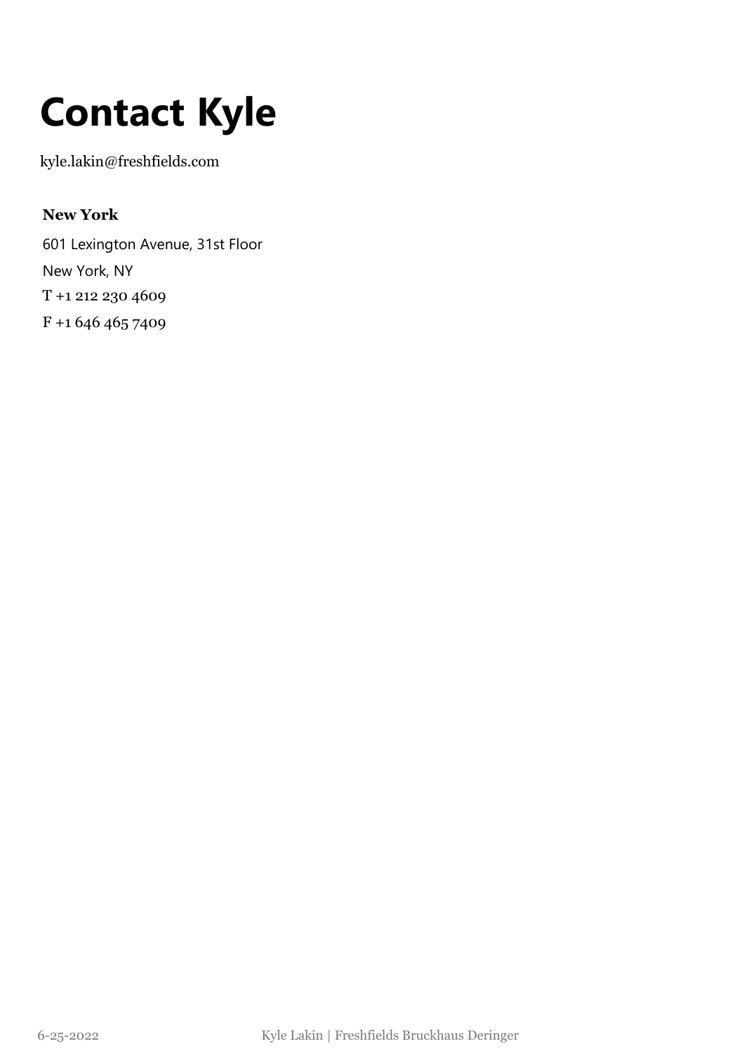# Contact Kyle

kyle.lakin@freshfields.com

**New York**

601 Lexington Avenue, 31st Floor

New York, NY

T +1 212 230 4609

F +1 646 465 7409